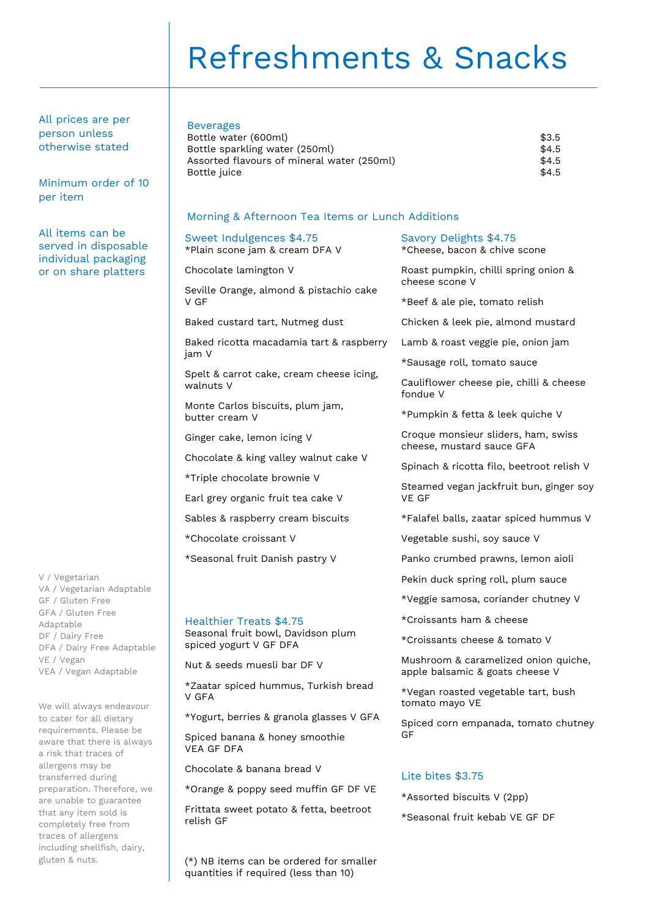# Refreshments & Snacks

All prices are per person unless otherwise stated

Minimum order of 10 per item

All items can be served in disposable individual packaging or on share platters

## Beverages

| Item | Price |
|---|---|
| Bottle water (600ml) | $3.5 |
| Bottle sparkling water (250ml) | $4.5 |
| Assorted flavours of mineral water (250ml) | $4.5 |
| Bottle juice | $4.5 |

## Morning & Afternoon Tea Items or Lunch Additions

### Sweet Indulgences $4.75

*Plain scone jam & cream DFA V

Chocolate lamington V

Seville Orange, almond & pistachio cake V GF

Baked custard tart, Nutmeg dust

Baked ricotta macadamia tart & raspberry jam V

Spelt & carrot cake, cream cheese icing, walnuts V

Monte Carlos biscuits, plum jam, butter cream V

Ginger cake, lemon icing V

Chocolate & king valley walnut cake V

*Triple chocolate brownie V

Earl grey organic fruit tea cake V

Sables & raspberry cream biscuits

*Chocolate croissant V

*Seasonal fruit Danish pastry V

### Healthier Treats $4.75

Seasonal fruit bowl, Davidson plum spiced yogurt V GF DFA

Nut & seeds muesli bar DF V

*Zaatar spiced hummus, Turkish bread V GFA

*Yogurt, berries & granola glasses V GFA

Spiced banana & honey smoothie VEA GF DFA

Chocolate & banana bread V

*Orange & poppy seed muffin GF DF VE

Frittata sweet potato & fetta, beetroot relish GF

(*) NB items can be ordered for smaller quantities if required (less than 10)

### Savory Delights $4.75

*Cheese, bacon & chive scone

Roast pumpkin, chilli spring onion & cheese scone V

*Beef & ale pie, tomato relish

Chicken & leek pie, almond mustard

Lamb & roast veggie pie, onion jam

*Sausage roll, tomato sauce

Cauliflower cheese pie, chilli & cheese fondue V

*Pumpkin & fetta & leek quiche V

Croque monsieur sliders, ham, swiss cheese, mustard sauce GFA

Spinach & ricotta filo, beetroot relish V

Steamed vegan jackfruit bun, ginger soy VE GF

*Falafel balls, zaatar spiced hummus V

Vegetable sushi, soy sauce V

Panko crumbed prawns, lemon aioli

Pekin duck spring roll, plum sauce

*Veggie samosa, coriander chutney V

*Croissants ham & cheese

*Croissants cheese & tomato V

Mushroom & caramelized onion quiche, apple balsamic & goats cheese V

*Vegan roasted vegetable tart, bush tomato mayo VE

Spiced corn empanada, tomato chutney GF

### Lite bites $3.75

*Assorted biscuits V (2pp)

*Seasonal fruit kebab VE GF DF

---

V / Vegetarian
VA / Vegetarian Adaptable
GF / Gluten Free
GFA / Gluten Free Adaptable
DF / Dairy Free
DFA / Dairy Free Adaptable
VE / Vegan
VEA / Vegan Adaptable

We will always endeavour to cater for all dietary requirements. Please be aware that there is always a risk that traces of allergens may be transferred during preparation. Therefore, we are unable to guarantee that any item sold is completely free from traces of allergens including shellfish, dairy, gluten & nuts.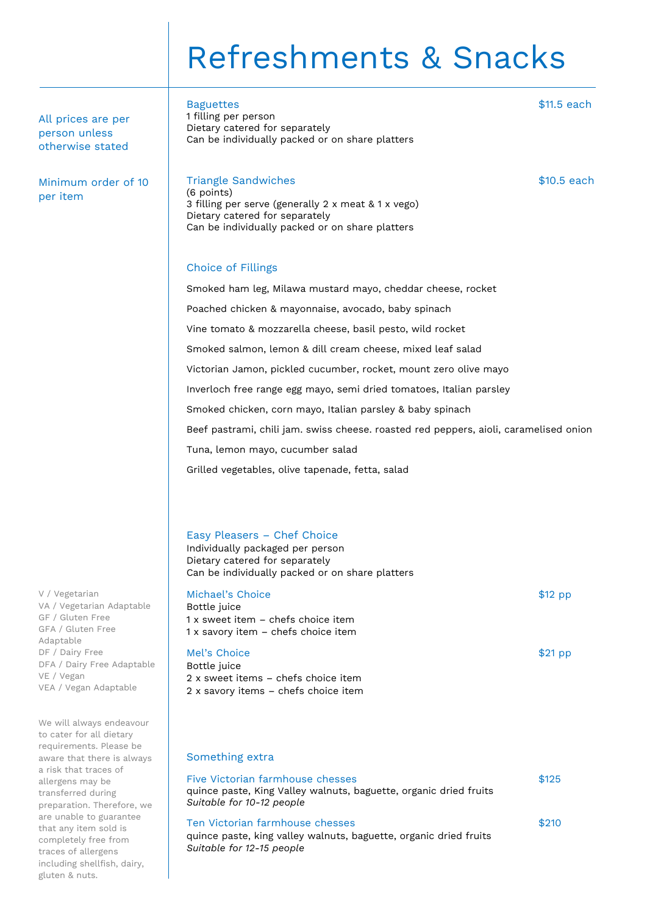# Refreshments & Snacks

All prices are per person unless otherwise stated

Minimum order of 10 per item

## Baguettes — $11.5 each

1 filling per person
Dietary catered for separately
Can be individually packed or on share platters

## Triangle Sandwiches — $10.5 each

(6 points)
3 filling per serve (generally 2 x meat & 1 x vego)
Dietary catered for separately
Can be individually packed or on share platters

## Choice of Fillings

Smoked ham leg, Milawa mustard mayo, cheddar cheese, rocket

Poached chicken & mayonnaise, avocado, baby spinach

Vine tomato & mozzarella cheese, basil pesto, wild rocket

Smoked salmon, lemon & dill cream cheese, mixed leaf salad

Victorian Jamon, pickled cucumber, rocket, mount zero olive mayo

Inverloch free range egg mayo, semi dried tomatoes, Italian parsley

Smoked chicken, corn mayo, Italian parsley & baby spinach

Beef pastrami, chili jam. swiss cheese. roasted red peppers, aioli, caramelised onion

Tuna, lemon mayo, cucumber salad

Grilled vegetables, olive tapenade, fetta, salad

## Easy Pleasers – Chef Choice

Individually packaged per person
Dietary catered for separately
Can be individually packed or on share platters

### Michael's Choice — $12 pp

Bottle juice
1 x sweet item – chefs choice item
1 x savory item – chefs choice item

### Mel's Choice — $21 pp

Bottle juice
2 x sweet items – chefs choice item
2 x savory items – chefs choice item

## Something extra

### Five Victorian farmhouse chesses — $125

quince paste, King Valley walnuts, baguette, organic dried fruits
*Suitable for 10-12 people*

### Ten Victorian farmhouse chesses — $210

quince paste, king valley walnuts, baguette, organic dried fruits
*Suitable for 12-15 people*

---

V / Vegetarian
VA / Vegetarian Adaptable
GF / Gluten Free
GFA / Gluten Free Adaptable
DF / Dairy Free
DFA / Dairy Free Adaptable
VE / Vegan
VEA / Vegan Adaptable

We will always endeavour to cater for all dietary requirements. Please be aware that there is always a risk that traces of allergens may be transferred during preparation. Therefore, we are unable to guarantee that any item sold is completely free from traces of allergens including shellfish, dairy, gluten & nuts.